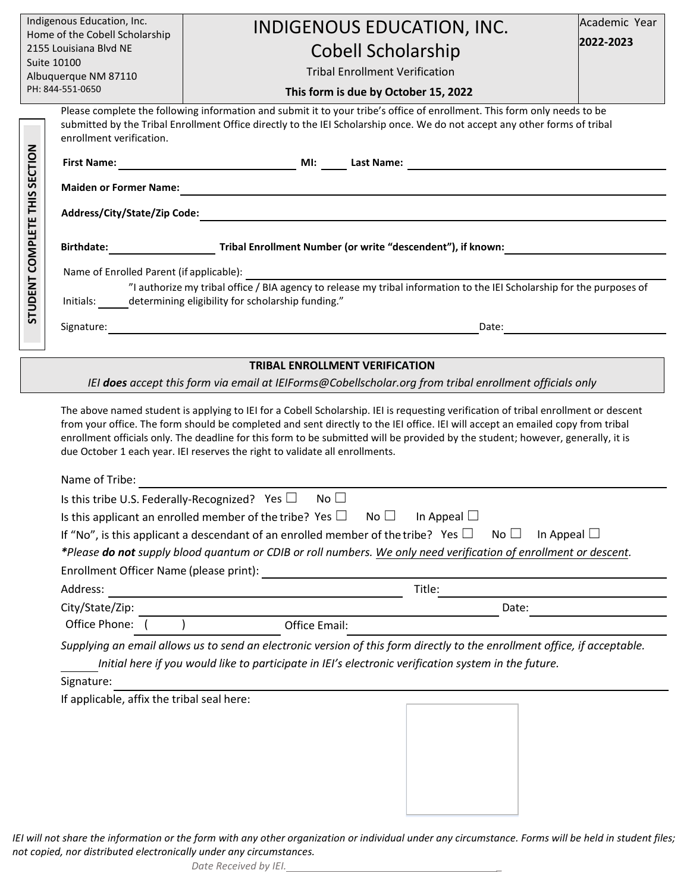Indigenous Education, Inc.
Home of the Cobell Scholarship
2155 Louisiana Blvd NE
Suite 10100
Albuquerque NM 87110
PH: 844-551-0650

# INDIGENOUS EDUCATION, INC.
# Cobell Scholarship

Tribal Enrollment Verification

**This form is due by October 15, 2022**

Academic Year
**2022-2023**

## STUDENT COMPLETE THIS SECTION

Please complete the following information and submit it to your tribe's office of enrollment. This form only needs to be submitted by the Tribal Enrollment Office directly to the IEI Scholarship once. We do not accept any other forms of tribal enrollment verification.

**First Name:** ______________________ **MI:** ____ **Last Name:** ______________________

**Maiden or Former Name:** ______________________

**Address/City/State/Zip Code:** ______________________

**Birthdate:** ____________ **Tribal Enrollment Number (or write "descendent"), if known:** ______________________

Name of Enrolled Parent (if applicable): ______________________

Initials: _____ "I authorize my tribal office / BIA agency to release my tribal information to the IEI Scholarship for the purposes of determining eligibility for scholarship funding."

Signature: ______________________ Date: ____________

## TRIBAL ENROLLMENT VERIFICATION

*IEI **does** accept this form via email at IEIForms@Cobellscholar.org from tribal enrollment officials only*

The above named student is applying to IEI for a Cobell Scholarship. IEI is requesting verification of tribal enrollment or descent from your office. The form should be completed and sent directly to the IEI office. IEI will accept an emailed copy from tribal enrollment officials only. The deadline for this form to be submitted will be provided by the student; however, generally, it is due October 1 each year. IEI reserves the right to validate all enrollments.

Name of Tribe: ______________________

Is this tribe U.S. Federally-Recognized? Yes ☐ No ☐

Is this applicant an enrolled member of the tribe? Yes ☐ No ☐ In Appeal ☐

If "No", is this applicant a descendant of an enrolled member of the tribe? Yes ☐ No ☐ In Appeal ☐

**Please **do not** supply blood quantum or CDIB or roll numbers. We only need verification of enrollment or descent.*

Enrollment Officer Name (please print): ______________________

Address: ______________________ Title: ______________________

City/State/Zip: ______________________ Date: ____________

Office Phone: ( ) ____________ Office Email: ______________________

*Supplying an email allows us to send an electronic version of this form directly to the enrollment office, if acceptable.*

_____ *Initial here if you would like to participate in IEI's electronic verification system in the future.*

Signature: ______________________

If applicable, affix the tribal seal here:

*IEI will not share the information or the form with any other organization or individual under any circumstance. Forms will be held in student files; not copied, nor distributed electronically under any circumstances.*

*Date Received by IEI.* ______________________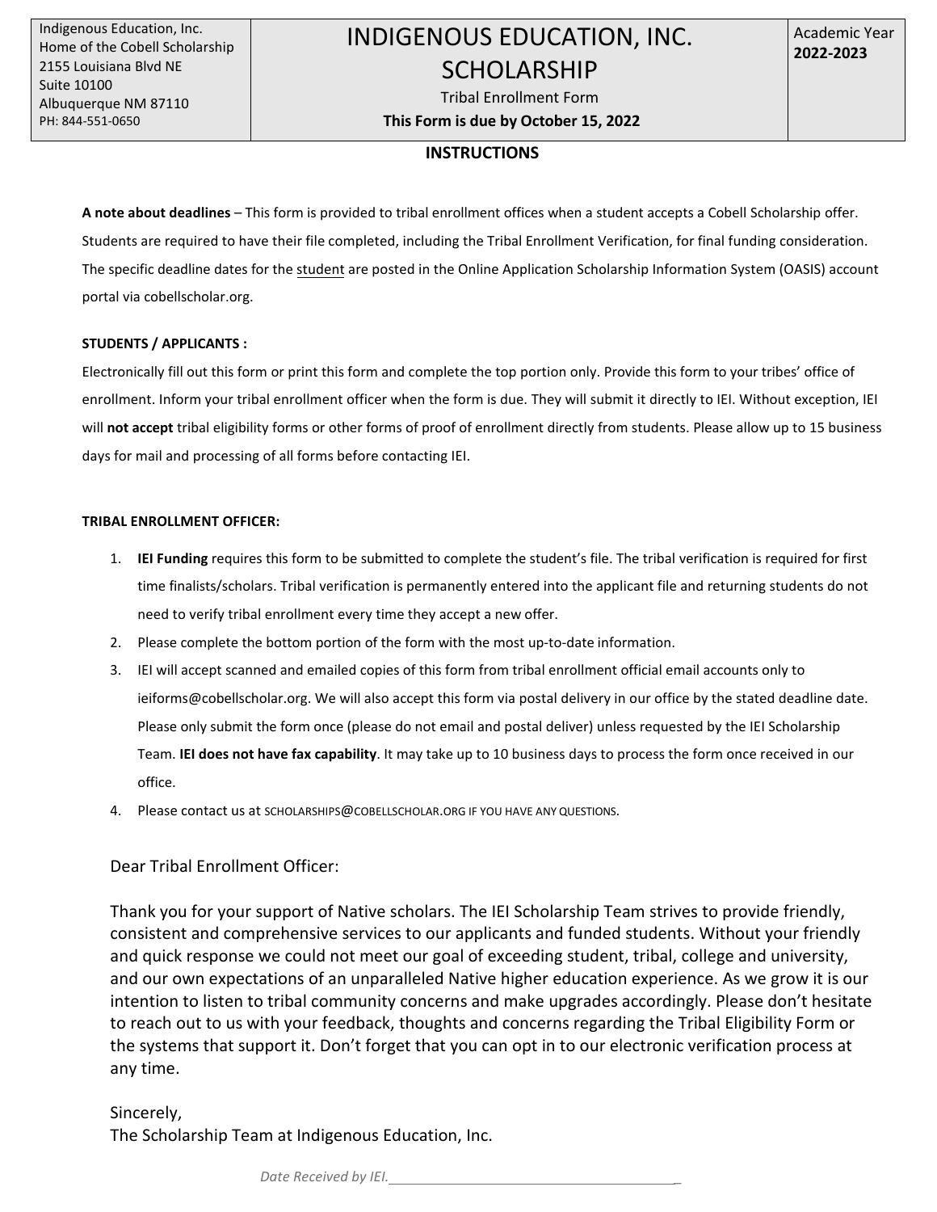| Indigenous Education, Inc.<br>Home of the Cobell Scholarship<br>2155 Louisiana Blvd NE<br>Suite 10100<br>Albuquerque NM 87110<br>PH: 844-551-0650 | INDIGENOUS EDUCATION, INC. SCHOLARSHIP<br>Tribal Enrollment Form<br>**This Form is due by October 15, 2022** | Academic Year<br>**2022-2023** |
|---|---|---|

## INSTRUCTIONS

**A note about deadlines** – This form is provided to tribal enrollment offices when a student accepts a Cobell Scholarship offer. Students are required to have their file completed, including the Tribal Enrollment Verification, for final funding consideration. The specific deadline dates for the student are posted in the Online Application Scholarship Information System (OASIS) account portal via cobellscholar.org.

**STUDENTS / APPLICANTS :**

Electronically fill out this form or print this form and complete the top portion only. Provide this form to your tribes' office of enrollment. Inform your tribal enrollment officer when the form is due. They will submit it directly to IEI. Without exception, IEI will **not accept** tribal eligibility forms or other forms of proof of enrollment directly from students. Please allow up to 15 business days for mail and processing of all forms before contacting IEI.

**TRIBAL ENROLLMENT OFFICER:**

1. **IEI Funding** requires this form to be submitted to complete the student's file. The tribal verification is required for first time finalists/scholars. Tribal verification is permanently entered into the applicant file and returning students do not need to verify tribal enrollment every time they accept a new offer.
2. Please complete the bottom portion of the form with the most up-to-date information.
3. IEI will accept scanned and emailed copies of this form from tribal enrollment official email accounts only to ieiforms@cobellscholar.org. We will also accept this form via postal delivery in our office by the stated deadline date. Please only submit the form once (please do not email and postal deliver) unless requested by the IEI Scholarship Team. **IEI does not have fax capability**. It may take up to 10 business days to process the form once received in our office.
4. Please contact us at SCHOLARSHIPS@COBELLSCHOLAR.ORG IF YOU HAVE ANY QUESTIONS.

Dear Tribal Enrollment Officer:

Thank you for your support of Native scholars. The IEI Scholarship Team strives to provide friendly, consistent and comprehensive services to our applicants and funded students. Without your friendly and quick response we could not meet our goal of exceeding student, tribal, college and university, and our own expectations of an unparalleled Native higher education experience. As we grow it is our intention to listen to tribal community concerns and make upgrades accordingly. Please don't hesitate to reach out to us with your feedback, thoughts and concerns regarding the Tribal Eligibility Form or the systems that support it. Don't forget that you can opt in to our electronic verification process at any time.

Sincerely,
The Scholarship Team at Indigenous Education, Inc.

*Date Received by IEI.*_______________________________________